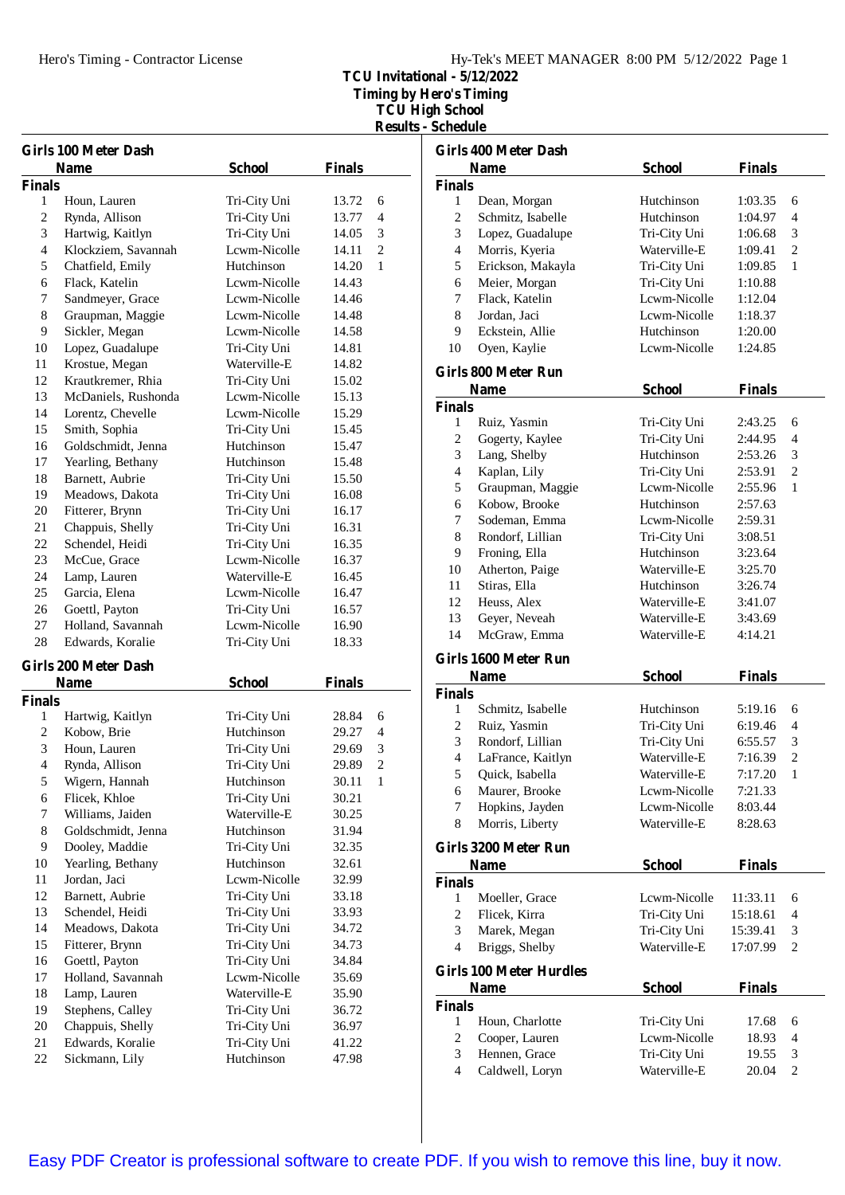# TCU Invitational - 5/12/2022
## Timing by Hero's Timing
## TCU High School
## Results - Schedule

### Girls 100 Meter Dash

| | Name | School | Finals | |
|---|---|---|---|---|
| **Finals** | | | | |
| 1 | Houn, Lauren | Tri-City Uni | 13.72 | 6 |
| 2 | Rynda, Allison | Tri-City Uni | 13.77 | 4 |
| 3 | Hartwig, Kaitlyn | Tri-City Uni | 14.05 | 3 |
| 4 | Klockziem, Savannah | Lcwm-Nicolle | 14.11 | 2 |
| 5 | Chatfield, Emily | Hutchinson | 14.20 | 1 |
| 6 | Flack, Katelin | Lcwm-Nicolle | 14.43 | |
| 7 | Sandmeyer, Grace | Lcwm-Nicolle | 14.46 | |
| 8 | Graupman, Maggie | Lcwm-Nicolle | 14.48 | |
| 9 | Sickler, Megan | Lcwm-Nicolle | 14.58 | |
| 10 | Lopez, Guadalupe | Tri-City Uni | 14.81 | |
| 11 | Krostue, Megan | Waterville-E | 14.82 | |
| 12 | Krautkremer, Rhia | Tri-City Uni | 15.02 | |
| 13 | McDaniels, Rushonda | Lcwm-Nicolle | 15.13 | |
| 14 | Lorentz, Chevelle | Lcwm-Nicolle | 15.29 | |
| 15 | Smith, Sophia | Tri-City Uni | 15.45 | |
| 16 | Goldschmidt, Jenna | Hutchinson | 15.47 | |
| 17 | Yearling, Bethany | Hutchinson | 15.48 | |
| 18 | Barnett, Aubrie | Tri-City Uni | 15.50 | |
| 19 | Meadows, Dakota | Tri-City Uni | 16.08 | |
| 20 | Fitterer, Brynn | Tri-City Uni | 16.17 | |
| 21 | Chappuis, Shelly | Tri-City Uni | 16.31 | |
| 22 | Schendel, Heidi | Tri-City Uni | 16.35 | |
| 23 | McCue, Grace | Lcwm-Nicolle | 16.37 | |
| 24 | Lamp, Lauren | Waterville-E | 16.45 | |
| 25 | Garcia, Elena | Lcwm-Nicolle | 16.47 | |
| 26 | Goettl, Payton | Tri-City Uni | 16.57 | |
| 27 | Holland, Savannah | Lcwm-Nicolle | 16.90 | |
| 28 | Edwards, Koralie | Tri-City Uni | 18.33 | |

### Girls 200 Meter Dash

| | Name | School | Finals | |
|---|---|---|---|---|
| **Finals** | | | | |
| 1 | Hartwig, Kaitlyn | Tri-City Uni | 28.84 | 6 |
| 2 | Kobow, Brie | Hutchinson | 29.27 | 4 |
| 3 | Houn, Lauren | Tri-City Uni | 29.69 | 3 |
| 4 | Rynda, Allison | Tri-City Uni | 29.89 | 2 |
| 5 | Wigern, Hannah | Hutchinson | 30.11 | 1 |
| 6 | Flicek, Khloe | Tri-City Uni | 30.21 | |
| 7 | Williams, Jaiden | Waterville-E | 30.25 | |
| 8 | Goldschmidt, Jenna | Hutchinson | 31.94 | |
| 9 | Dooley, Maddie | Tri-City Uni | 32.35 | |
| 10 | Yearling, Bethany | Hutchinson | 32.61 | |
| 11 | Jordan, Jaci | Lcwm-Nicolle | 32.99 | |
| 12 | Barnett, Aubrie | Tri-City Uni | 33.18 | |
| 13 | Schendel, Heidi | Tri-City Uni | 33.93 | |
| 14 | Meadows, Dakota | Tri-City Uni | 34.72 | |
| 15 | Fitterer, Brynn | Tri-City Uni | 34.73 | |
| 16 | Goettl, Payton | Tri-City Uni | 34.84 | |
| 17 | Holland, Savannah | Lcwm-Nicolle | 35.69 | |
| 18 | Lamp, Lauren | Waterville-E | 35.90 | |
| 19 | Stephens, Calley | Tri-City Uni | 36.72 | |
| 20 | Chappuis, Shelly | Tri-City Uni | 36.97 | |
| 21 | Edwards, Koralie | Tri-City Uni | 41.22 | |
| 22 | Sickmann, Lily | Hutchinson | 47.98 | |

### Girls 400 Meter Dash

| | Name | School | Finals | |
|---|---|---|---|---|
| **Finals** | | | | |
| 1 | Dean, Morgan | Hutchinson | 1:03.35 | 6 |
| 2 | Schmitz, Isabelle | Hutchinson | 1:04.97 | 4 |
| 3 | Lopez, Guadalupe | Tri-City Uni | 1:06.68 | 3 |
| 4 | Morris, Kyeria | Waterville-E | 1:09.41 | 2 |
| 5 | Erickson, Makayla | Tri-City Uni | 1:09.85 | 1 |
| 6 | Meier, Morgan | Tri-City Uni | 1:10.88 | |
| 7 | Flack, Katelin | Lcwm-Nicolle | 1:12.04 | |
| 8 | Jordan, Jaci | Lcwm-Nicolle | 1:18.37 | |
| 9 | Eckstein, Allie | Hutchinson | 1:20.00 | |
| 10 | Oyen, Kaylie | Lcwm-Nicolle | 1:24.85 | |

### Girls 800 Meter Run

| | Name | School | Finals | |
|---|---|---|---|---|
| **Finals** | | | | |
| 1 | Ruiz, Yasmin | Tri-City Uni | 2:43.25 | 6 |
| 2 | Gogerty, Kaylee | Tri-City Uni | 2:44.95 | 4 |
| 3 | Lang, Shelby | Hutchinson | 2:53.26 | 3 |
| 4 | Kaplan, Lily | Tri-City Uni | 2:53.91 | 2 |
| 5 | Graupman, Maggie | Lcwm-Nicolle | 2:55.96 | 1 |
| 6 | Kobow, Brooke | Hutchinson | 2:57.63 | |
| 7 | Sodeman, Emma | Lcwm-Nicolle | 2:59.31 | |
| 8 | Rondorf, Lillian | Tri-City Uni | 3:08.51 | |
| 9 | Froning, Ella | Hutchinson | 3:23.64 | |
| 10 | Atherton, Paige | Waterville-E | 3:25.70 | |
| 11 | Stiras, Ella | Hutchinson | 3:26.74 | |
| 12 | Heuss, Alex | Waterville-E | 3:41.07 | |
| 13 | Geyer, Neveah | Waterville-E | 3:43.69 | |
| 14 | McGraw, Emma | Waterville-E | 4:14.21 | |

### Girls 1600 Meter Run

| | Name | School | Finals | |
|---|---|---|---|---|
| **Finals** | | | | |
| 1 | Schmitz, Isabelle | Hutchinson | 5:19.16 | 6 |
| 2 | Ruiz, Yasmin | Tri-City Uni | 6:19.46 | 4 |
| 3 | Rondorf, Lillian | Tri-City Uni | 6:55.57 | 3 |
| 4 | LaFrance, Kaitlyn | Waterville-E | 7:16.39 | 2 |
| 5 | Quick, Isabella | Waterville-E | 7:17.20 | 1 |
| 6 | Maurer, Brooke | Lcwm-Nicolle | 7:21.33 | |
| 7 | Hopkins, Jayden | Lcwm-Nicolle | 8:03.44 | |
| 8 | Morris, Liberty | Waterville-E | 8:28.63 | |

### Girls 3200 Meter Run

| | Name | School | Finals | |
|---|---|---|---|---|
| **Finals** | | | | |
| 1 | Moeller, Grace | Lcwm-Nicolle | 11:33.11 | 6 |
| 2 | Flicek, Kirra | Tri-City Uni | 15:18.61 | 4 |
| 3 | Marek, Megan | Tri-City Uni | 15:39.41 | 3 |
| 4 | Briggs, Shelby | Waterville-E | 17:07.99 | 2 |

### Girls 100 Meter Hurdles

| | Name | School | Finals | |
|---|---|---|---|---|
| **Finals** | | | | |
| 1 | Houn, Charlotte | Tri-City Uni | 17.68 | 6 |
| 2 | Cooper, Lauren | Lcwm-Nicolle | 18.93 | 4 |
| 3 | Hennen, Grace | Tri-City Uni | 19.55 | 3 |
| 4 | Caldwell, Loryn | Waterville-E | 20.04 | 2 |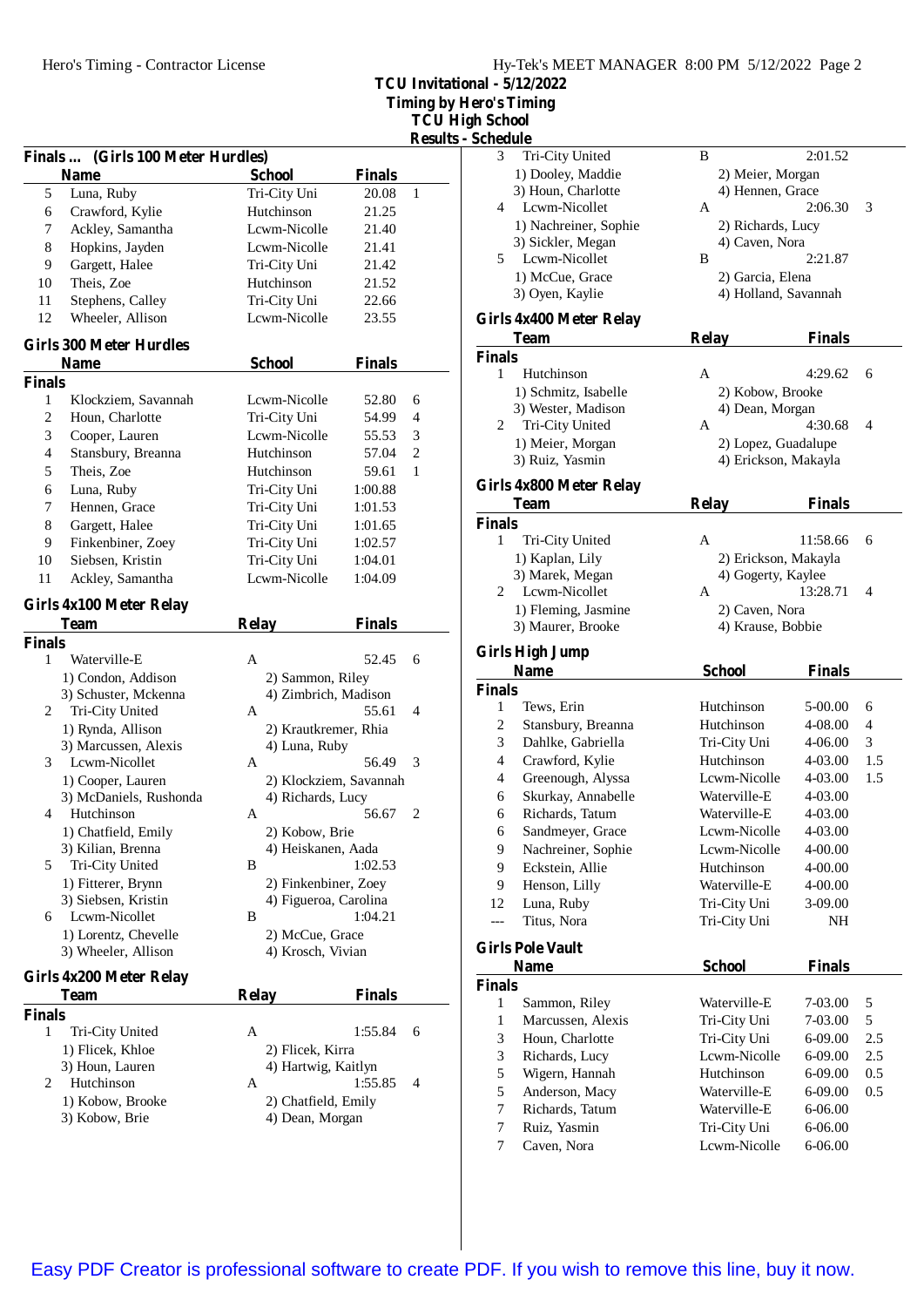TCU Invitational - 5/12/2022
Timing by Hero's Timing
TCU High School
Results - Schedule

### Finals ... (Girls 100 Meter Hurdles)

| | Name | School | Finals | |
|---|---|---|---|---|
| 5 | Luna, Ruby | Tri-City Uni | 20.08 | 1 |
| 6 | Crawford, Kylie | Hutchinson | 21.25 | |
| 7 | Ackley, Samantha | Lcwm-Nicolle | 21.40 | |
| 8 | Hopkins, Jayden | Lcwm-Nicolle | 21.41 | |
| 9 | Gargett, Halee | Tri-City Uni | 21.42 | |
| 10 | Theis, Zoe | Hutchinson | 21.52 | |
| 11 | Stephens, Calley | Tri-City Uni | 22.66 | |
| 12 | Wheeler, Allison | Lcwm-Nicolle | 23.55 | |

### Girls 300 Meter Hurdles

| | Name | School | Finals | |
|---|---|---|---|---|
| **Finals** | | | | |
| 1 | Klockziem, Savannah | Lcwm-Nicolle | 52.80 | 6 |
| 2 | Houn, Charlotte | Tri-City Uni | 54.99 | 4 |
| 3 | Cooper, Lauren | Lcwm-Nicolle | 55.53 | 3 |
| 4 | Stansbury, Breanna | Hutchinson | 57.04 | 2 |
| 5 | Theis, Zoe | Hutchinson | 59.61 | 1 |
| 6 | Luna, Ruby | Tri-City Uni | 1:00.88 | |
| 7 | Hennen, Grace | Tri-City Uni | 1:01.53 | |
| 8 | Gargett, Halee | Tri-City Uni | 1:01.65 | |
| 9 | Finkenbiner, Zoey | Tri-City Uni | 1:02.57 | |
| 10 | Siebsen, Kristin | Tri-City Uni | 1:04.01 | |
| 11 | Ackley, Samantha | Lcwm-Nicolle | 1:04.09 | |

### Girls 4x100 Meter Relay

| | Team | Relay | Finals | |
|---|---|---|---|---|
| **Finals** | | | | |
| 1 | Waterville-E | A | 52.45 | 6 |
| | 1) Condon, Addison | 2) Sammon, Riley | | |
| | 3) Schuster, Mckenna | 4) Zimbrich, Madison | | |
| 2 | Tri-City United | A | 55.61 | 4 |
| | 1) Rynda, Allison | 2) Krautkremer, Rhia | | |
| | 3) Marcussen, Alexis | 4) Luna, Ruby | | |
| 3 | Lcwm-Nicollet | A | 56.49 | 3 |
| | 1) Cooper, Lauren | 2) Klockziem, Savannah | | |
| | 3) McDaniels, Rushonda | 4) Richards, Lucy | | |
| 4 | Hutchinson | A | 56.67 | 2 |
| | 1) Chatfield, Emily | 2) Kobow, Brie | | |
| | 3) Kilian, Brenna | 4) Heiskanen, Aada | | |
| 5 | Tri-City United | B | 1:02.53 | |
| | 1) Fitterer, Brynn | 2) Finkenbiner, Zoey | | |
| | 3) Siebsen, Kristin | 4) Figueroa, Carolina | | |
| 6 | Lcwm-Nicollet | B | 1:04.21 | |
| | 1) Lorentz, Chevelle | 2) McCue, Grace | | |
| | 3) Wheeler, Allison | 4) Krosch, Vivian | | |

### Girls 4x200 Meter Relay

| | Team | Relay | Finals | |
|---|---|---|---|---|
| **Finals** | | | | |
| 1 | Tri-City United | A | 1:55.84 | 6 |
| | 1) Flicek, Khloe | 2) Flicek, Kirra | | |
| | 3) Houn, Lauren | 4) Hartwig, Kaitlyn | | |
| 2 | Hutchinson | A | 1:55.85 | 4 |
| | 1) Kobow, Brooke | 2) Chatfield, Emily | | |
| | 3) Kobow, Brie | 4) Dean, Morgan | | |
| 3 | Tri-City United | B | 2:01.52 | |
| | 1) Dooley, Maddie | 2) Meier, Morgan | | |
| | 3) Houn, Charlotte | 4) Hennen, Grace | | |
| 4 | Lcwm-Nicollet | A | 2:06.30 | 3 |
| | 1) Nachreiner, Sophie | 2) Richards, Lucy | | |
| | 3) Sickler, Megan | 4) Caven, Nora | | |
| 5 | Lcwm-Nicollet | B | 2:21.87 | |
| | 1) McCue, Grace | 2) Garcia, Elena | | |
| | 3) Oyen, Kaylie | 4) Holland, Savannah | | |

### Girls 4x400 Meter Relay

| | Team | Relay | Finals | |
|---|---|---|---|---|
| **Finals** | | | | |
| 1 | Hutchinson | A | 4:29.62 | 6 |
| | 1) Schmitz, Isabelle | 2) Kobow, Brooke | | |
| | 3) Wester, Madison | 4) Dean, Morgan | | |
| 2 | Tri-City United | A | 4:30.68 | 4 |
| | 1) Meier, Morgan | 2) Lopez, Guadalupe | | |
| | 3) Ruiz, Yasmin | 4) Erickson, Makayla | | |

### Girls 4x800 Meter Relay

| | Team | Relay | Finals | |
|---|---|---|---|---|
| **Finals** | | | | |
| 1 | Tri-City United | A | 11:58.66 | 6 |
| | 1) Kaplan, Lily | 2) Erickson, Makayla | | |
| | 3) Marek, Megan | 4) Gogerty, Kaylee | | |
| 2 | Lcwm-Nicollet | A | 13:28.71 | 4 |
| | 1) Fleming, Jasmine | 2) Caven, Nora | | |
| | 3) Maurer, Brooke | 4) Krause, Bobbie | | |

### Girls High Jump

| | Name | School | Finals | |
|---|---|---|---|---|
| **Finals** | | | | |
| 1 | Tews, Erin | Hutchinson | 5-00.00 | 6 |
| 2 | Stansbury, Breanna | Hutchinson | 4-08.00 | 4 |
| 3 | Dahlke, Gabriella | Tri-City Uni | 4-06.00 | 3 |
| 4 | Crawford, Kylie | Hutchinson | 4-03.00 | 1.5 |
| 4 | Greenough, Alyssa | Lcwm-Nicolle | 4-03.00 | 1.5 |
| 6 | Skurkay, Annabelle | Waterville-E | 4-03.00 | |
| 6 | Richards, Tatum | Waterville-E | 4-03.00 | |
| 6 | Sandmeyer, Grace | Lcwm-Nicolle | 4-03.00 | |
| 9 | Nachreiner, Sophie | Lcwm-Nicolle | 4-00.00 | |
| 9 | Eckstein, Allie | Hutchinson | 4-00.00 | |
| 9 | Henson, Lilly | Waterville-E | 4-00.00 | |
| 12 | Luna, Ruby | Tri-City Uni | 3-09.00 | |
| --- | Titus, Nora | Tri-City Uni | NH | |

### Girls Pole Vault

| | Name | School | Finals | |
|---|---|---|---|---|
| **Finals** | | | | |
| 1 | Sammon, Riley | Waterville-E | 7-03.00 | 5 |
| 1 | Marcussen, Alexis | Tri-City Uni | 7-03.00 | 5 |
| 3 | Houn, Charlotte | Tri-City Uni | 6-09.00 | 2.5 |
| 3 | Richards, Lucy | Lcwm-Nicolle | 6-09.00 | 2.5 |
| 5 | Wigern, Hannah | Hutchinson | 6-09.00 | 0.5 |
| 5 | Anderson, Macy | Waterville-E | 6-09.00 | 0.5 |
| 7 | Richards, Tatum | Waterville-E | 6-06.00 | |
| 7 | Ruiz, Yasmin | Tri-City Uni | 6-06.00 | |
| 7 | Caven, Nora | Lcwm-Nicolle | 6-06.00 | |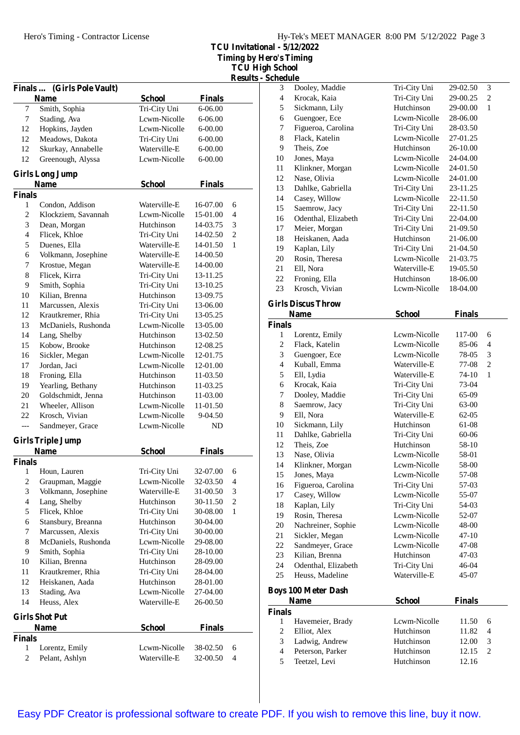# TCU Invitational - 5/12/2022

Timing by Hero's Timing

TCU High School

Results - Schedule

### Finals ... (Girls Pole Vault)

| | Name | School | Finals | |
|---|---|---|---|---|
| 7 | Smith, Sophia | Tri-City Uni | 6-06.00 | |
| 7 | Stading, Ava | Lcwm-Nicolle | 6-06.00 | |
| 12 | Hopkins, Jayden | Lcwm-Nicolle | 6-00.00 | |
| 12 | Meadows, Dakota | Tri-City Uni | 6-00.00 | |
| 12 | Skurkay, Annabelle | Waterville-E | 6-00.00 | |
| 12 | Greenough, Alyssa | Lcwm-Nicolle | 6-00.00 | |

### Girls Long Jump

**Finals**

| | Name | School | Finals | |
|---|---|---|---|---|
| 1 | Condon, Addison | Waterville-E | 16-07.00 | 6 |
| 2 | Klockziem, Savannah | Lcwm-Nicolle | 15-01.00 | 4 |
| 3 | Dean, Morgan | Hutchinson | 14-03.75 | 3 |
| 4 | Flicek, Khloe | Tri-City Uni | 14-02.50 | 2 |
| 5 | Duenes, Ella | Waterville-E | 14-01.50 | 1 |
| 6 | Volkmann, Josephine | Waterville-E | 14-00.50 | |
| 7 | Krostue, Megan | Waterville-E | 14-00.00 | |
| 8 | Flicek, Kirra | Tri-City Uni | 13-11.25 | |
| 9 | Smith, Sophia | Tri-City Uni | 13-10.25 | |
| 10 | Kilian, Brenna | Hutchinson | 13-09.75 | |
| 11 | Marcussen, Alexis | Tri-City Uni | 13-06.00 | |
| 12 | Krautkremer, Rhia | Tri-City Uni | 13-05.25 | |
| 13 | McDaniels, Rushonda | Lcwm-Nicolle | 13-05.00 | |
| 14 | Lang, Shelby | Hutchinson | 13-02.50 | |
| 15 | Kobow, Brooke | Hutchinson | 12-08.25 | |
| 16 | Sickler, Megan | Lcwm-Nicolle | 12-01.75 | |
| 17 | Jordan, Jaci | Lcwm-Nicolle | 12-01.00 | |
| 18 | Froning, Ella | Hutchinson | 11-03.50 | |
| 19 | Yearling, Bethany | Hutchinson | 11-03.25 | |
| 20 | Goldschmidt, Jenna | Hutchinson | 11-03.00 | |
| 21 | Wheeler, Allison | Lcwm-Nicolle | 11-01.50 | |
| 22 | Krosch, Vivian | Lcwm-Nicolle | 9-04.50 | |
| --- | Sandmeyer, Grace | Lcwm-Nicolle | ND | |

### Girls Triple Jump

**Finals**

| | Name | School | Finals | |
|---|---|---|---|---|
| 1 | Houn, Lauren | Tri-City Uni | 32-07.00 | 6 |
| 2 | Graupman, Maggie | Lcwm-Nicolle | 32-03.50 | 4 |
| 3 | Volkmann, Josephine | Waterville-E | 31-00.50 | 3 |
| 4 | Lang, Shelby | Hutchinson | 30-11.50 | 2 |
| 5 | Flicek, Khloe | Tri-City Uni | 30-08.00 | 1 |
| 6 | Stansbury, Breanna | Hutchinson | 30-04.00 | |
| 7 | Marcussen, Alexis | Tri-City Uni | 30-00.00 | |
| 8 | McDaniels, Rushonda | Lcwm-Nicolle | 29-08.00 | |
| 9 | Smith, Sophia | Tri-City Uni | 28-10.00 | |
| 10 | Kilian, Brenna | Hutchinson | 28-09.00 | |
| 11 | Krautkremer, Rhia | Tri-City Uni | 28-04.00 | |
| 12 | Heiskanen, Aada | Hutchinson | 28-01.00 | |
| 13 | Stading, Ava | Lcwm-Nicolle | 27-04.00 | |
| 14 | Heuss, Alex | Waterville-E | 26-00.50 | |

### Girls Shot Put

**Finals**

| | Name | School | Finals | |
|---|---|---|---|---|
| 1 | Lorentz, Emily | Lcwm-Nicolle | 38-02.50 | 6 |
| 2 | Pelant, Ashlyn | Waterville-E | 32-00.50 | 4 |
| 3 | Dooley, Maddie | Tri-City Uni | 29-02.50 | 3 |
| 4 | Krocak, Kaia | Tri-City Uni | 29-00.25 | 2 |
| 5 | Sickmann, Lily | Hutchinson | 29-00.00 | 1 |
| 6 | Guengoer, Ece | Lcwm-Nicolle | 28-06.00 | |
| 7 | Figueroa, Carolina | Tri-City Uni | 28-03.50 | |
| 8 | Flack, Katelin | Lcwm-Nicolle | 27-01.25 | |
| 9 | Theis, Zoe | Hutchinson | 26-10.00 | |
| 10 | Jones, Maya | Lcwm-Nicolle | 24-04.00 | |
| 11 | Klinkner, Morgan | Lcwm-Nicolle | 24-01.50 | |
| 12 | Nase, Olivia | Lcwm-Nicolle | 24-01.00 | |
| 13 | Dahlke, Gabriella | Tri-City Uni | 23-11.25 | |
| 14 | Casey, Willow | Lcwm-Nicolle | 22-11.50 | |
| 15 | Saemrow, Jacy | Tri-City Uni | 22-11.50 | |
| 16 | Odenthal, Elizabeth | Tri-City Uni | 22-04.00 | |
| 17 | Meier, Morgan | Tri-City Uni | 21-09.50 | |
| 18 | Heiskanen, Aada | Hutchinson | 21-06.00 | |
| 19 | Kaplan, Lily | Tri-City Uni | 21-04.50 | |
| 20 | Rosin, Theresa | Lcwm-Nicolle | 21-03.75 | |
| 21 | Ell, Nora | Waterville-E | 19-05.50 | |
| 22 | Froning, Ella | Hutchinson | 18-06.00 | |
| 23 | Krosch, Vivian | Lcwm-Nicolle | 18-04.00 | |

### Girls Discus Throw

**Finals**

| | Name | School | Finals | |
|---|---|---|---|---|
| 1 | Lorentz, Emily | Lcwm-Nicolle | 117-00 | 6 |
| 2 | Flack, Katelin | Lcwm-Nicolle | 85-06 | 4 |
| 3 | Guengoer, Ece | Lcwm-Nicolle | 78-05 | 3 |
| 4 | Kuball, Emma | Waterville-E | 77-08 | 2 |
| 5 | Ell, Lydia | Waterville-E | 74-10 | 1 |
| 6 | Krocak, Kaia | Tri-City Uni | 73-04 | |
| 7 | Dooley, Maddie | Tri-City Uni | 65-09 | |
| 8 | Saemrow, Jacy | Tri-City Uni | 63-00 | |
| 9 | Ell, Nora | Waterville-E | 62-05 | |
| 10 | Sickmann, Lily | Hutchinson | 61-08 | |
| 11 | Dahlke, Gabriella | Tri-City Uni | 60-06 | |
| 12 | Theis, Zoe | Hutchinson | 58-10 | |
| 13 | Nase, Olivia | Lcwm-Nicolle | 58-01 | |
| 14 | Klinkner, Morgan | Lcwm-Nicolle | 58-00 | |
| 15 | Jones, Maya | Lcwm-Nicolle | 57-08 | |
| 16 | Figueroa, Carolina | Tri-City Uni | 57-03 | |
| 17 | Casey, Willow | Lcwm-Nicolle | 55-07 | |
| 18 | Kaplan, Lily | Tri-City Uni | 54-03 | |
| 19 | Rosin, Theresa | Lcwm-Nicolle | 52-07 | |
| 20 | Nachreiner, Sophie | Lcwm-Nicolle | 48-00 | |
| 21 | Sickler, Megan | Lcwm-Nicolle | 47-10 | |
| 22 | Sandmeyer, Grace | Lcwm-Nicolle | 47-08 | |
| 23 | Kilian, Brenna | Hutchinson | 47-03 | |
| 24 | Odenthal, Elizabeth | Tri-City Uni | 46-04 | |
| 25 | Heuss, Madeline | Waterville-E | 45-07 | |

### Boys 100 Meter Dash

**Finals**

| | Name | School | Finals | |
|---|---|---|---|---|
| 1 | Havemeier, Brady | Lcwm-Nicolle | 11.50 | 6 |
| 2 | Elliot, Alex | Hutchinson | 11.82 | 4 |
| 3 | Ladwig, Andrew | Hutchinson | 12.00 | 3 |
| 4 | Peterson, Parker | Hutchinson | 12.15 | 2 |
| 5 | Teetzel, Levi | Hutchinson | 12.16 | |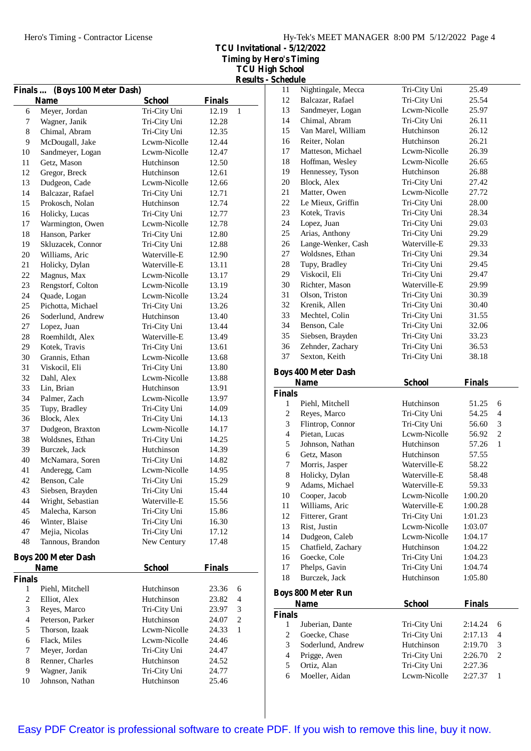TCU Invitational - 5/12/2022
Timing by Hero's Timing
TCU High School
Results - Schedule

## Finals ... (Boys 100 Meter Dash)

| | Name | School | Finals | |
|---|---|---|---|---|
| 6 | Meyer, Jordan | Tri-City Uni | 12.19 | 1 |
| 7 | Wagner, Janik | Tri-City Uni | 12.28 | |
| 8 | Chimal, Abram | Tri-City Uni | 12.35 | |
| 9 | McDougall, Jake | Lcwm-Nicolle | 12.44 | |
| 10 | Sandmeyer, Logan | Lcwm-Nicolle | 12.47 | |
| 11 | Getz, Mason | Hutchinson | 12.50 | |
| 12 | Gregor, Breck | Hutchinson | 12.61 | |
| 13 | Dudgeon, Cade | Lcwm-Nicolle | 12.66 | |
| 14 | Balcazar, Rafael | Tri-City Uni | 12.71 | |
| 15 | Prokosch, Nolan | Hutchinson | 12.74 | |
| 16 | Holicky, Lucas | Tri-City Uni | 12.77 | |
| 17 | Warmington, Owen | Lcwm-Nicolle | 12.78 | |
| 18 | Hanson, Parker | Tri-City Uni | 12.80 | |
| 19 | Skluzacek, Connor | Tri-City Uni | 12.88 | |
| 20 | Williams, Aric | Waterville-E | 12.90 | |
| 21 | Holicky, Dylan | Waterville-E | 13.11 | |
| 22 | Magnus, Max | Lcwm-Nicolle | 13.17 | |
| 23 | Rengstorf, Colton | Lcwm-Nicolle | 13.19 | |
| 24 | Quade, Logan | Lcwm-Nicolle | 13.24 | |
| 25 | Pichotta, Michael | Tri-City Uni | 13.26 | |
| 26 | Soderlund, Andrew | Hutchinson | 13.40 | |
| 27 | Lopez, Juan | Tri-City Uni | 13.44 | |
| 28 | Roemhildt, Alex | Waterville-E | 13.49 | |
| 29 | Kotek, Travis | Tri-City Uni | 13.61 | |
| 30 | Grannis, Ethan | Lcwm-Nicolle | 13.68 | |
| 31 | Viskocil, Eli | Tri-City Uni | 13.80 | |
| 32 | Dahl, Alex | Lcwm-Nicolle | 13.88 | |
| 33 | Lin, Brian | Hutchinson | 13.91 | |
| 34 | Palmer, Zach | Lcwm-Nicolle | 13.97 | |
| 35 | Tupy, Bradley | Tri-City Uni | 14.09 | |
| 36 | Block, Alex | Tri-City Uni | 14.13 | |
| 37 | Dudgeon, Braxton | Lcwm-Nicolle | 14.17 | |
| 38 | Woldsnes, Ethan | Tri-City Uni | 14.25 | |
| 39 | Burczek, Jack | Hutchinson | 14.39 | |
| 40 | McNamara, Soren | Tri-City Uni | 14.82 | |
| 41 | Anderegg, Cam | Lcwm-Nicolle | 14.95 | |
| 42 | Benson, Cale | Tri-City Uni | 15.29 | |
| 43 | Siebsen, Brayden | Tri-City Uni | 15.44 | |
| 44 | Wright, Sebastian | Waterville-E | 15.56 | |
| 45 | Malecha, Karson | Tri-City Uni | 15.86 | |
| 46 | Winter, Blaise | Tri-City Uni | 16.30 | |
| 47 | Mejia, Nicolas | Tri-City Uni | 17.12 | |
| 48 | Tannous, Brandon | New Century | 17.48 | |

## Boys 200 Meter Dash

### Finals

| | Name | School | Finals | |
|---|---|---|---|---|
| 1 | Piehl, Mitchell | Hutchinson | 23.36 | 6 |
| 2 | Elliot, Alex | Hutchinson | 23.82 | 4 |
| 3 | Reyes, Marco | Tri-City Uni | 23.97 | 3 |
| 4 | Peterson, Parker | Hutchinson | 24.07 | 2 |
| 5 | Thorson, Izaak | Lcwm-Nicolle | 24.33 | 1 |
| 6 | Flack, Miles | Lcwm-Nicolle | 24.46 | |
| 7 | Meyer, Jordan | Tri-City Uni | 24.47 | |
| 8 | Renner, Charles | Hutchinson | 24.52 | |
| 9 | Wagner, Janik | Tri-City Uni | 24.77 | |
| 10 | Johnson, Nathan | Hutchinson | 25.46 | |
| 11 | Nightingale, Mecca | Tri-City Uni | 25.49 | |
| 12 | Balcazar, Rafael | Tri-City Uni | 25.54 | |
| 13 | Sandmeyer, Logan | Lcwm-Nicolle | 25.97 | |
| 14 | Chimal, Abram | Tri-City Uni | 26.11 | |
| 15 | Van Marel, William | Hutchinson | 26.12 | |
| 16 | Reiter, Nolan | Hutchinson | 26.21 | |
| 17 | Matteson, Michael | Lcwm-Nicolle | 26.39 | |
| 18 | Hoffman, Wesley | Lcwm-Nicolle | 26.65 | |
| 19 | Hennessey, Tyson | Hutchinson | 26.88 | |
| 20 | Block, Alex | Tri-City Uni | 27.42 | |
| 21 | Matter, Owen | Lcwm-Nicolle | 27.72 | |
| 22 | Le Mieux, Griffin | Tri-City Uni | 28.00 | |
| 23 | Kotek, Travis | Tri-City Uni | 28.34 | |
| 24 | Lopez, Juan | Tri-City Uni | 29.03 | |
| 25 | Arias, Anthony | Tri-City Uni | 29.29 | |
| 26 | Lange-Wenker, Cash | Waterville-E | 29.33 | |
| 27 | Woldsnes, Ethan | Tri-City Uni | 29.34 | |
| 28 | Tupy, Bradley | Tri-City Uni | 29.45 | |
| 29 | Viskocil, Eli | Tri-City Uni | 29.47 | |
| 30 | Richter, Mason | Waterville-E | 29.99 | |
| 31 | Olson, Triston | Tri-City Uni | 30.39 | |
| 32 | Krenik, Allen | Tri-City Uni | 30.40 | |
| 33 | Mechtel, Colin | Tri-City Uni | 31.55 | |
| 34 | Benson, Cale | Tri-City Uni | 32.06 | |
| 35 | Siebsen, Brayden | Tri-City Uni | 33.23 | |
| 36 | Zehnder, Zachary | Tri-City Uni | 36.53 | |
| 37 | Sexton, Keith | Tri-City Uni | 38.18 | |

## Boys 400 Meter Dash

### Finals

| | Name | School | Finals | |
|---|---|---|---|---|
| 1 | Piehl, Mitchell | Hutchinson | 51.25 | 6 |
| 2 | Reyes, Marco | Tri-City Uni | 54.25 | 4 |
| 3 | Flintrop, Connor | Tri-City Uni | 56.60 | 3 |
| 4 | Pietan, Lucas | Lcwm-Nicolle | 56.92 | 2 |
| 5 | Johnson, Nathan | Hutchinson | 57.26 | 1 |
| 6 | Getz, Mason | Hutchinson | 57.55 | |
| 7 | Morris, Jasper | Waterville-E | 58.22 | |
| 8 | Holicky, Dylan | Waterville-E | 58.48 | |
| 9 | Adams, Michael | Waterville-E | 59.33 | |
| 10 | Cooper, Jacob | Lcwm-Nicolle | 1:00.20 | |
| 11 | Williams, Aric | Waterville-E | 1:00.28 | |
| 12 | Fitterer, Grant | Tri-City Uni | 1:01.23 | |
| 13 | Rist, Justin | Lcwm-Nicolle | 1:03.07 | |
| 14 | Dudgeon, Caleb | Lcwm-Nicolle | 1:04.17 | |
| 15 | Chatfield, Zachary | Hutchinson | 1:04.22 | |
| 16 | Goecke, Cole | Tri-City Uni | 1:04.23 | |
| 17 | Phelps, Gavin | Tri-City Uni | 1:04.74 | |
| 18 | Burczek, Jack | Hutchinson | 1:05.80 | |

## Boys 800 Meter Run

### Finals

| | Name | School | Finals | |
|---|---|---|---|---|
| 1 | Juberian, Dante | Tri-City Uni | 2:14.24 | 6 |
| 2 | Goecke, Chase | Tri-City Uni | 2:17.13 | 4 |
| 3 | Soderlund, Andrew | Hutchinson | 2:19.70 | 3 |
| 4 | Prigge, Aven | Tri-City Uni | 2:26.70 | 2 |
| 5 | Ortiz, Alan | Tri-City Uni | 2:27.36 | |
| 6 | Moeller, Aidan | Lcwm-Nicolle | 2:27.37 | 1 |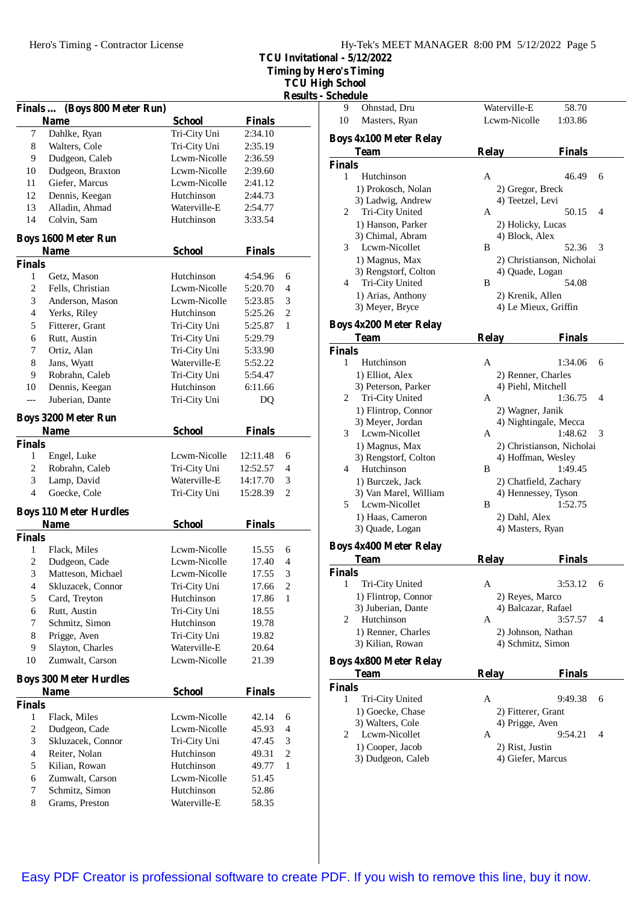TCU Invitational - 5/12/2022
Timing by Hero's Timing
TCU High School
Results - Schedule

## Finals ... (Boys 800 Meter Run)

| | Name | School | Finals | |
|---|---|---|---|---|
| 7 | Dahlke, Ryan | Tri-City Uni | 2:34.10 | |
| 8 | Walters, Cole | Tri-City Uni | 2:35.19 | |
| 9 | Dudgeon, Caleb | Lcwm-Nicolle | 2:36.59 | |
| 10 | Dudgeon, Braxton | Lcwm-Nicolle | 2:39.60 | |
| 11 | Giefer, Marcus | Lcwm-Nicolle | 2:41.12 | |
| 12 | Dennis, Keegan | Hutchinson | 2:44.73 | |
| 13 | Alladin, Ahmad | Waterville-E | 2:54.77 | |
| 14 | Colvin, Sam | Hutchinson | 3:33.54 | |

## Boys 1600 Meter Run

| | Name | School | Finals | |
|---|---|---|---|---|
| **Finals** | | | | |
| 1 | Getz, Mason | Hutchinson | 4:54.96 | 6 |
| 2 | Fells, Christian | Lcwm-Nicolle | 5:20.70 | 4 |
| 3 | Anderson, Mason | Lcwm-Nicolle | 5:23.85 | 3 |
| 4 | Yerks, Riley | Hutchinson | 5:25.26 | 2 |
| 5 | Fitterer, Grant | Tri-City Uni | 5:25.87 | 1 |
| 6 | Rutt, Austin | Tri-City Uni | 5:29.79 | |
| 7 | Ortiz, Alan | Tri-City Uni | 5:33.90 | |
| 8 | Jans, Wyatt | Waterville-E | 5:52.22 | |
| 9 | Robrahn, Caleb | Tri-City Uni | 5:54.47 | |
| 10 | Dennis, Keegan | Hutchinson | 6:11.66 | |
| --- | Juberian, Dante | Tri-City Uni | DQ | |

## Boys 3200 Meter Run

| | Name | School | Finals | |
|---|---|---|---|---|
| **Finals** | | | | |
| 1 | Engel, Luke | Lcwm-Nicolle | 12:11.48 | 6 |
| 2 | Robrahn, Caleb | Tri-City Uni | 12:52.57 | 4 |
| 3 | Lamp, David | Waterville-E | 14:17.70 | 3 |
| 4 | Goecke, Cole | Tri-City Uni | 15:28.39 | 2 |

## Boys 110 Meter Hurdles

| | Name | School | Finals | |
|---|---|---|---|---|
| **Finals** | | | | |
| 1 | Flack, Miles | Lcwm-Nicolle | 15.55 | 6 |
| 2 | Dudgeon, Cade | Lcwm-Nicolle | 17.40 | 4 |
| 3 | Matteson, Michael | Lcwm-Nicolle | 17.55 | 3 |
| 4 | Skluzacek, Connor | Tri-City Uni | 17.66 | 2 |
| 5 | Card, Treyton | Hutchinson | 17.86 | 1 |
| 6 | Rutt, Austin | Tri-City Uni | 18.55 | |
| 7 | Schmitz, Simon | Hutchinson | 19.78 | |
| 8 | Prigge, Aven | Tri-City Uni | 19.82 | |
| 9 | Slayton, Charles | Waterville-E | 20.64 | |
| 10 | Zumwalt, Carson | Lcwm-Nicolle | 21.39 | |

## Boys 300 Meter Hurdles

| | Name | School | Finals | |
|---|---|---|---|---|
| **Finals** | | | | |
| 1 | Flack, Miles | Lcwm-Nicolle | 42.14 | 6 |
| 2 | Dudgeon, Cade | Lcwm-Nicolle | 45.93 | 4 |
| 3 | Skluzacek, Connor | Tri-City Uni | 47.45 | 3 |
| 4 | Reiter, Nolan | Hutchinson | 49.31 | 2 |
| 5 | Kilian, Rowan | Hutchinson | 49.77 | 1 |
| 6 | Zumwalt, Carson | Lcwm-Nicolle | 51.45 | |
| 7 | Schmitz, Simon | Hutchinson | 52.86 | |
| 8 | Grams, Preston | Waterville-E | 58.35 | |
| 9 | Ohnstad, Dru | Waterville-E | 58.70 | |
| 10 | Masters, Ryan | Lcwm-Nicolle | 1:03.86 | |

## Boys 4x100 Meter Relay

| | Team | Relay | Finals | |
|---|---|---|---|---|
| **Finals** | | | | |
| 1 | Hutchinson | A | 46.49 | 6 |
| | 1) Prokosch, Nolan | 2) Gregor, Breck | | |
| | 3) Ladwig, Andrew | 4) Teetzel, Levi | | |
| 2 | Tri-City United | A | 50.15 | 4 |
| | 1) Hanson, Parker | 2) Holicky, Lucas | | |
| | 3) Chimal, Abram | 4) Block, Alex | | |
| 3 | Lcwm-Nicollet | B | 52.36 | 3 |
| | 1) Magnus, Max | 2) Christianson, Nicholai | | |
| | 3) Rengstorf, Colton | 4) Quade, Logan | | |
| 4 | Tri-City United | B | 54.08 | |
| | 1) Arias, Anthony | 2) Krenik, Allen | | |
| | 3) Meyer, Bryce | 4) Le Mieux, Griffin | | |

## Boys 4x200 Meter Relay

| | Team | Relay | Finals | |
|---|---|---|---|---|
| **Finals** | | | | |
| 1 | Hutchinson | A | 1:34.06 | 6 |
| | 1) Elliot, Alex | 2) Renner, Charles | | |
| | 3) Peterson, Parker | 4) Piehl, Mitchell | | |
| 2 | Tri-City United | A | 1:36.75 | 4 |
| | 1) Flintrop, Connor | 2) Wagner, Janik | | |
| | 3) Meyer, Jordan | 4) Nightingale, Mecca | | |
| 3 | Lcwm-Nicollet | A | 1:48.62 | 3 |
| | 1) Magnus, Max | 2) Christianson, Nicholai | | |
| | 3) Rengstorf, Colton | 4) Hoffman, Wesley | | |
| 4 | Hutchinson | B | 1:49.45 | |
| | 1) Burczek, Jack | 2) Chatfield, Zachary | | |
| | 3) Van Marel, William | 4) Hennessey, Tyson | | |
| 5 | Lcwm-Nicollet | B | 1:52.75 | |
| | 1) Haas, Cameron | 2) Dahl, Alex | | |
| | 3) Quade, Logan | 4) Masters, Ryan | | |

## Boys 4x400 Meter Relay

| | Team | Relay | Finals | |
|---|---|---|---|---|
| **Finals** | | | | |
| 1 | Tri-City United | A | 3:53.12 | 6 |
| | 1) Flintrop, Connor | 2) Reyes, Marco | | |
| | 3) Juberian, Dante | 4) Balcazar, Rafael | | |
| 2 | Hutchinson | A | 3:57.57 | 4 |
| | 1) Renner, Charles | 2) Johnson, Nathan | | |
| | 3) Kilian, Rowan | 4) Schmitz, Simon | | |

## Boys 4x800 Meter Relay

| | Team | Relay | Finals | |
|---|---|---|---|---|
| **Finals** | | | | |
| 1 | Tri-City United | A | 9:49.38 | 6 |
| | 1) Goecke, Chase | 2) Fitterer, Grant | | |
| | 3) Walters, Cole | 4) Prigge, Aven | | |
| 2 | Lcwm-Nicollet | A | 9:54.21 | 4 |
| | 1) Cooper, Jacob | 2) Rist, Justin | | |
| | 3) Dudgeon, Caleb | 4) Giefer, Marcus | | |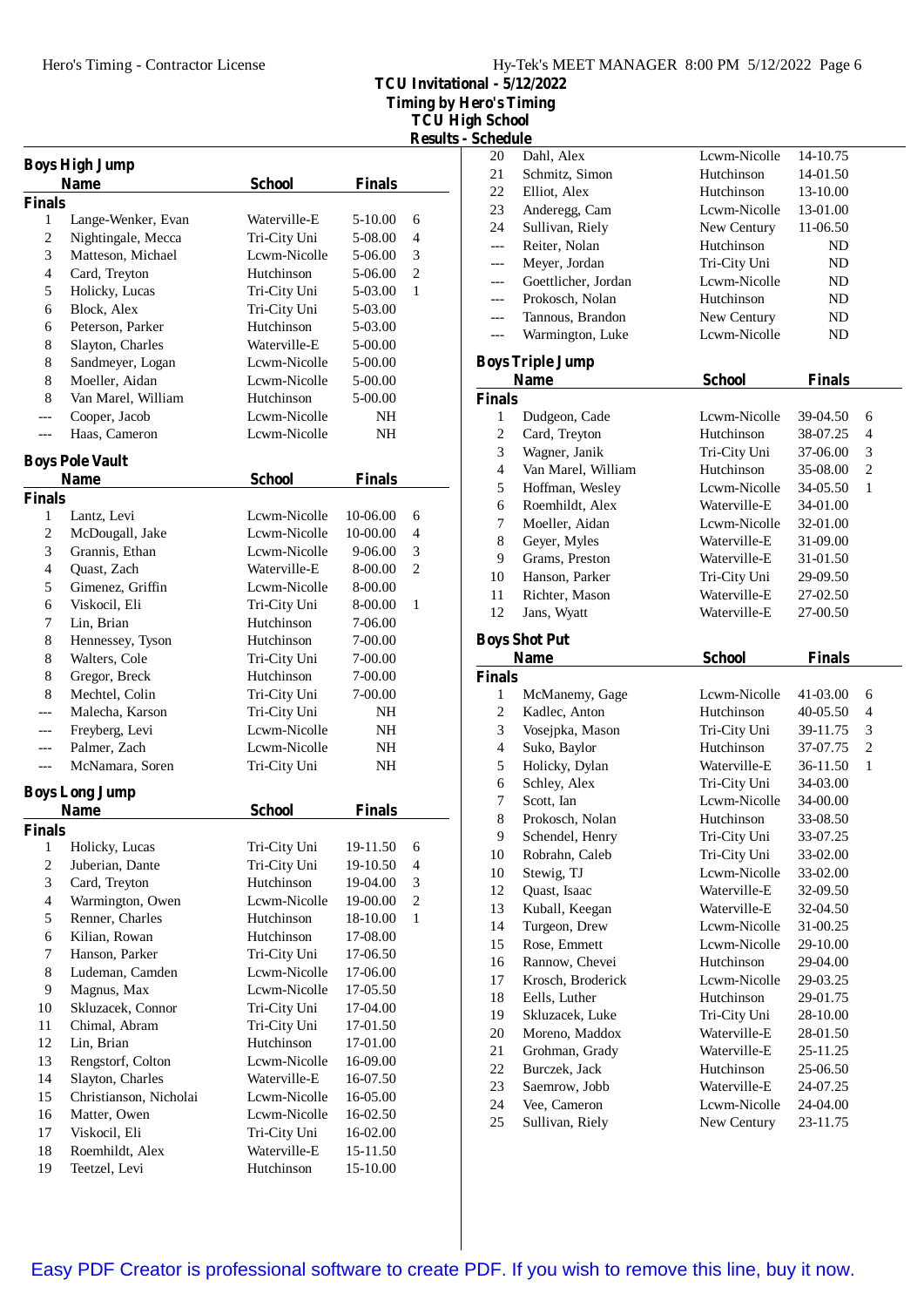**TCU Invitational - 5/12/2022**
**Timing by Hero's Timing**
**TCU High School**
**Results - Schedule**

### Boys High Jump

| | Name | School | Finals | |
|---|---|---|---|---|
| **Finals** | | | | |
| 1 | Lange-Wenker, Evan | Waterville-E | 5-10.00 | 6 |
| 2 | Nightingale, Mecca | Tri-City Uni | 5-08.00 | 4 |
| 3 | Matteson, Michael | Lcwm-Nicolle | 5-06.00 | 3 |
| 4 | Card, Treyton | Hutchinson | 5-06.00 | 2 |
| 5 | Holicky, Lucas | Tri-City Uni | 5-03.00 | 1 |
| 6 | Block, Alex | Tri-City Uni | 5-03.00 | |
| 6 | Peterson, Parker | Hutchinson | 5-03.00 | |
| 8 | Slayton, Charles | Waterville-E | 5-00.00 | |
| 8 | Sandmeyer, Logan | Lcwm-Nicolle | 5-00.00 | |
| 8 | Moeller, Aidan | Lcwm-Nicolle | 5-00.00 | |
| 8 | Van Marel, William | Hutchinson | 5-00.00 | |
| --- | Cooper, Jacob | Lcwm-Nicolle | NH | |
| --- | Haas, Cameron | Lcwm-Nicolle | NH | |

### Boys Pole Vault

| | Name | School | Finals | |
|---|---|---|---|---|
| **Finals** | | | | |
| 1 | Lantz, Levi | Lcwm-Nicolle | 10-06.00 | 6 |
| 2 | McDougall, Jake | Lcwm-Nicolle | 10-00.00 | 4 |
| 3 | Grannis, Ethan | Lcwm-Nicolle | 9-06.00 | 3 |
| 4 | Quast, Zach | Waterville-E | 8-00.00 | 2 |
| 5 | Gimenez, Griffin | Lcwm-Nicolle | 8-00.00 | |
| 6 | Viskocil, Eli | Tri-City Uni | 8-00.00 | 1 |
| 7 | Lin, Brian | Hutchinson | 7-06.00 | |
| 8 | Hennessey, Tyson | Hutchinson | 7-00.00 | |
| 8 | Walters, Cole | Tri-City Uni | 7-00.00 | |
| 8 | Gregor, Breck | Hutchinson | 7-00.00 | |
| 8 | Mechtel, Colin | Tri-City Uni | 7-00.00 | |
| --- | Malecha, Karson | Tri-City Uni | NH | |
| --- | Freyberg, Levi | Lcwm-Nicolle | NH | |
| --- | Palmer, Zach | Lcwm-Nicolle | NH | |
| --- | McNamara, Soren | Tri-City Uni | NH | |

### Boys Long Jump

| | Name | School | Finals | |
|---|---|---|---|---|
| **Finals** | | | | |
| 1 | Holicky, Lucas | Tri-City Uni | 19-11.50 | 6 |
| 2 | Juberian, Dante | Tri-City Uni | 19-10.50 | 4 |
| 3 | Card, Treyton | Hutchinson | 19-04.00 | 3 |
| 4 | Warmington, Owen | Lcwm-Nicolle | 19-00.00 | 2 |
| 5 | Renner, Charles | Hutchinson | 18-10.00 | 1 |
| 6 | Kilian, Rowan | Hutchinson | 17-08.00 | |
| 7 | Hanson, Parker | Tri-City Uni | 17-06.50 | |
| 8 | Ludeman, Camden | Lcwm-Nicolle | 17-06.00 | |
| 9 | Magnus, Max | Lcwm-Nicolle | 17-05.50 | |
| 10 | Skluzacek, Connor | Tri-City Uni | 17-04.00 | |
| 11 | Chimal, Abram | Tri-City Uni | 17-01.50 | |
| 12 | Lin, Brian | Hutchinson | 17-01.00 | |
| 13 | Rengstorf, Colton | Lcwm-Nicolle | 16-09.00 | |
| 14 | Slayton, Charles | Waterville-E | 16-07.50 | |
| 15 | Christianson, Nicholai | Lcwm-Nicolle | 16-05.00 | |
| 16 | Matter, Owen | Lcwm-Nicolle | 16-02.50 | |
| 17 | Viskocil, Eli | Tri-City Uni | 16-02.00 | |
| 18 | Roemhildt, Alex | Waterville-E | 15-11.50 | |
| 19 | Teetzel, Levi | Hutchinson | 15-10.00 | |
| 20 | Dahl, Alex | Lcwm-Nicolle | 14-10.75 | |
| 21 | Schmitz, Simon | Hutchinson | 14-01.50 | |
| 22 | Elliot, Alex | Hutchinson | 13-10.00 | |
| 23 | Anderegg, Cam | Lcwm-Nicolle | 13-01.00 | |
| 24 | Sullivan, Riely | New Century | 11-06.50 | |
| --- | Reiter, Nolan | Hutchinson | ND | |
| --- | Meyer, Jordan | Tri-City Uni | ND | |
| --- | Goettlicher, Jordan | Lcwm-Nicolle | ND | |
| --- | Prokosch, Nolan | Hutchinson | ND | |
| --- | Tannous, Brandon | New Century | ND | |
| --- | Warmington, Luke | Lcwm-Nicolle | ND | |

### Boys Triple Jump

| | Name | School | Finals | |
|---|---|---|---|---|
| **Finals** | | | | |
| 1 | Dudgeon, Cade | Lcwm-Nicolle | 39-04.50 | 6 |
| 2 | Card, Treyton | Hutchinson | 38-07.25 | 4 |
| 3 | Wagner, Janik | Tri-City Uni | 37-06.00 | 3 |
| 4 | Van Marel, William | Hutchinson | 35-08.00 | 2 |
| 5 | Hoffman, Wesley | Lcwm-Nicolle | 34-05.50 | 1 |
| 6 | Roemhildt, Alex | Waterville-E | 34-01.00 | |
| 7 | Moeller, Aidan | Lcwm-Nicolle | 32-01.00 | |
| 8 | Geyer, Myles | Waterville-E | 31-09.00 | |
| 9 | Grams, Preston | Waterville-E | 31-01.50 | |
| 10 | Hanson, Parker | Tri-City Uni | 29-09.50 | |
| 11 | Richter, Mason | Waterville-E | 27-02.50 | |
| 12 | Jans, Wyatt | Waterville-E | 27-00.50 | |

### Boys Shot Put

| | Name | School | Finals | |
|---|---|---|---|---|
| **Finals** | | | | |
| 1 | McManemy, Gage | Lcwm-Nicolle | 41-03.00 | 6 |
| 2 | Kadlec, Anton | Hutchinson | 40-05.50 | 4 |
| 3 | Vosejpka, Mason | Tri-City Uni | 39-11.75 | 3 |
| 4 | Suko, Baylor | Hutchinson | 37-07.75 | 2 |
| 5 | Holicky, Dylan | Waterville-E | 36-11.50 | 1 |
| 6 | Schley, Alex | Tri-City Uni | 34-03.00 | |
| 7 | Scott, Ian | Lcwm-Nicolle | 34-00.00 | |
| 8 | Prokosch, Nolan | Hutchinson | 33-08.50 | |
| 9 | Schendel, Henry | Tri-City Uni | 33-07.25 | |
| 10 | Robrahn, Caleb | Tri-City Uni | 33-02.00 | |
| 10 | Stewig, TJ | Lcwm-Nicolle | 33-02.00 | |
| 12 | Quast, Isaac | Waterville-E | 32-09.50 | |
| 13 | Kuball, Keegan | Waterville-E | 32-04.50 | |
| 14 | Turgeon, Drew | Lcwm-Nicolle | 31-00.25 | |
| 15 | Rose, Emmett | Lcwm-Nicolle | 29-10.00 | |
| 16 | Rannow, Chevei | Hutchinson | 29-04.00 | |
| 17 | Krosch, Broderick | Lcwm-Nicolle | 29-03.25 | |
| 18 | Eells, Luther | Hutchinson | 29-01.75 | |
| 19 | Skluzacek, Luke | Tri-City Uni | 28-10.00 | |
| 20 | Moreno, Maddox | Waterville-E | 28-01.50 | |
| 21 | Grohman, Grady | Waterville-E | 25-11.25 | |
| 22 | Burczek, Jack | Hutchinson | 25-06.50 | |
| 23 | Saemrow, Jobb | Waterville-E | 24-07.25 | |
| 24 | Vee, Cameron | Lcwm-Nicolle | 24-04.00 | |
| 25 | Sullivan, Riely | New Century | 23-11.75 | |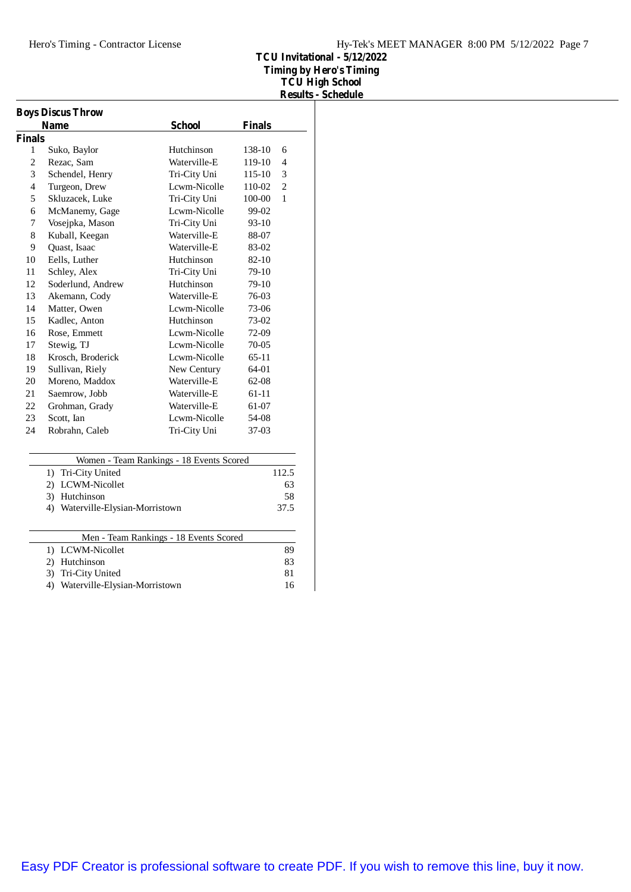**TCU Invitational - 5/12/2022**
**Timing by Hero's Timing**
**TCU High School**
**Results - Schedule**

## Boys Discus Throw

| | Name | School | Finals | |
|---|---|---|---|---|
| **Finals** | | | | |
| 1 | Suko, Baylor | Hutchinson | 138-10 | 6 |
| 2 | Rezac, Sam | Waterville-E | 119-10 | 4 |
| 3 | Schendel, Henry | Tri-City Uni | 115-10 | 3 |
| 4 | Turgeon, Drew | Lcwm-Nicolle | 110-02 | 2 |
| 5 | Skluzacek, Luke | Tri-City Uni | 100-00 | 1 |
| 6 | McManemy, Gage | Lcwm-Nicolle | 99-02 | |
| 7 | Vosejpka, Mason | Tri-City Uni | 93-10 | |
| 8 | Kuball, Keegan | Waterville-E | 88-07 | |
| 9 | Quast, Isaac | Waterville-E | 83-02 | |
| 10 | Eells, Luther | Hutchinson | 82-10 | |
| 11 | Schley, Alex | Tri-City Uni | 79-10 | |
| 12 | Soderlund, Andrew | Hutchinson | 79-10 | |
| 13 | Akemann, Cody | Waterville-E | 76-03 | |
| 14 | Matter, Owen | Lcwm-Nicolle | 73-06 | |
| 15 | Kadlec, Anton | Hutchinson | 73-02 | |
| 16 | Rose, Emmett | Lcwm-Nicolle | 72-09 | |
| 17 | Stewig, TJ | Lcwm-Nicolle | 70-05 | |
| 18 | Krosch, Broderick | Lcwm-Nicolle | 65-11 | |
| 19 | Sullivan, Riely | New Century | 64-01 | |
| 20 | Moreno, Maddox | Waterville-E | 62-08 | |
| 21 | Saemrow, Jobb | Waterville-E | 61-11 | |
| 22 | Grohman, Grady | Waterville-E | 61-07 | |
| 23 | Scott, Ian | Lcwm-Nicolle | 54-08 | |
| 24 | Robrahn, Caleb | Tri-City Uni | 37-03 | |

| Women - Team Rankings - 18 Events Scored | |
|---|---|
| 1) Tri-City United | 112.5 |
| 2) LCWM-Nicollet | 63 |
| 3) Hutchinson | 58 |
| 4) Waterville-Elysian-Morristown | 37.5 |

| Men - Team Rankings - 18 Events Scored | |
|---|---|
| 1) LCWM-Nicollet | 89 |
| 2) Hutchinson | 83 |
| 3) Tri-City United | 81 |
| 4) Waterville-Elysian-Morristown | 16 |